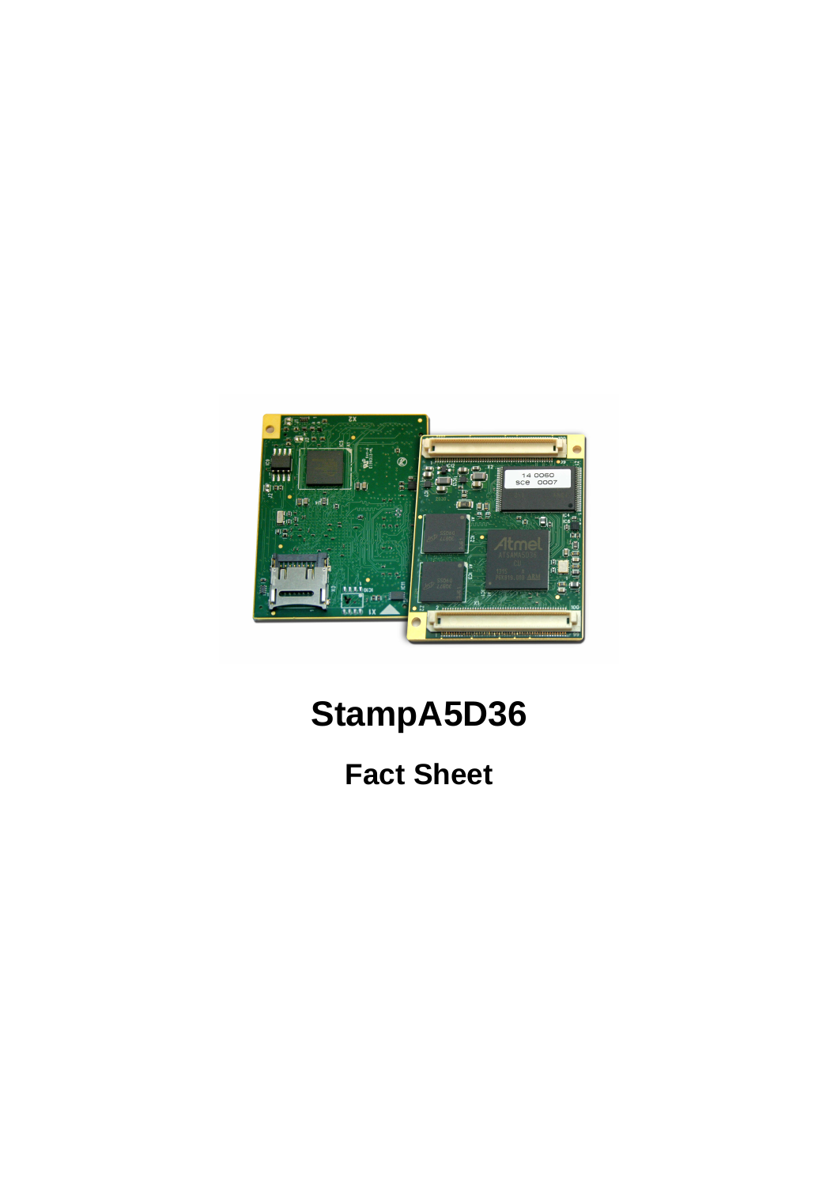# StampA5D36

## Fact Sheet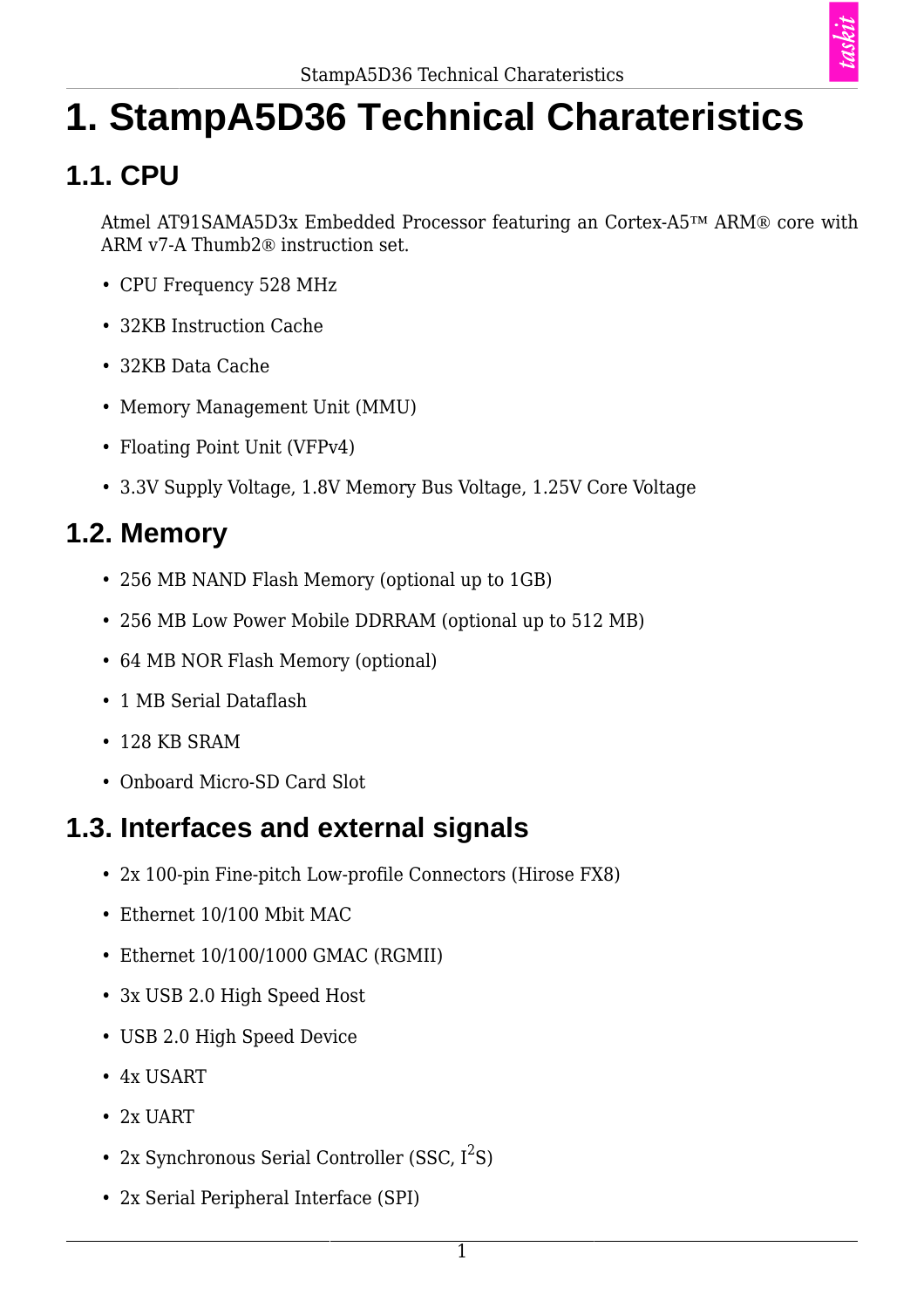# 1. StampA5D36 Technical Charateristics

## 1.1. CPU

Atmel AT91SAMA5D3x Embedded Processor featuring an Cortex-A5™ ARM® core with ARM v7-A Thumb2® instruction set.

- CPU Frequency 528 MHz
- 32KB Instruction Cache
- 32KB Data Cache
- Memory Management Unit (MMU)
- Floating Point Unit (VFPv4)
- 3.3V Supply Voltage, 1.8V Memory Bus Voltage, 1.25V Core Voltage

## 1.2. Memory

- 256 MB NAND Flash Memory (optional up to 1GB)
- 256 MB Low Power Mobile DDRRAM (optional up to 512 MB)
- 64 MB NOR Flash Memory (optional)
- 1 MB Serial Dataflash
- 128 KB SRAM
- Onboard Micro-SD Card Slot

## 1.3. Interfaces and external signals

- 2x 100-pin Fine-pitch Low-profile Connectors (Hirose FX8)
- Ethernet 10/100 Mbit MAC
- Ethernet 10/100/1000 GMAC (RGMII)
- 3x USB 2.0 High Speed Host
- USB 2.0 High Speed Device
- 4x USART
- 2x UART
- 2x Synchronous Serial Controller (SSC, $I^2S$)
- 2x Serial Peripheral Interface (SPI)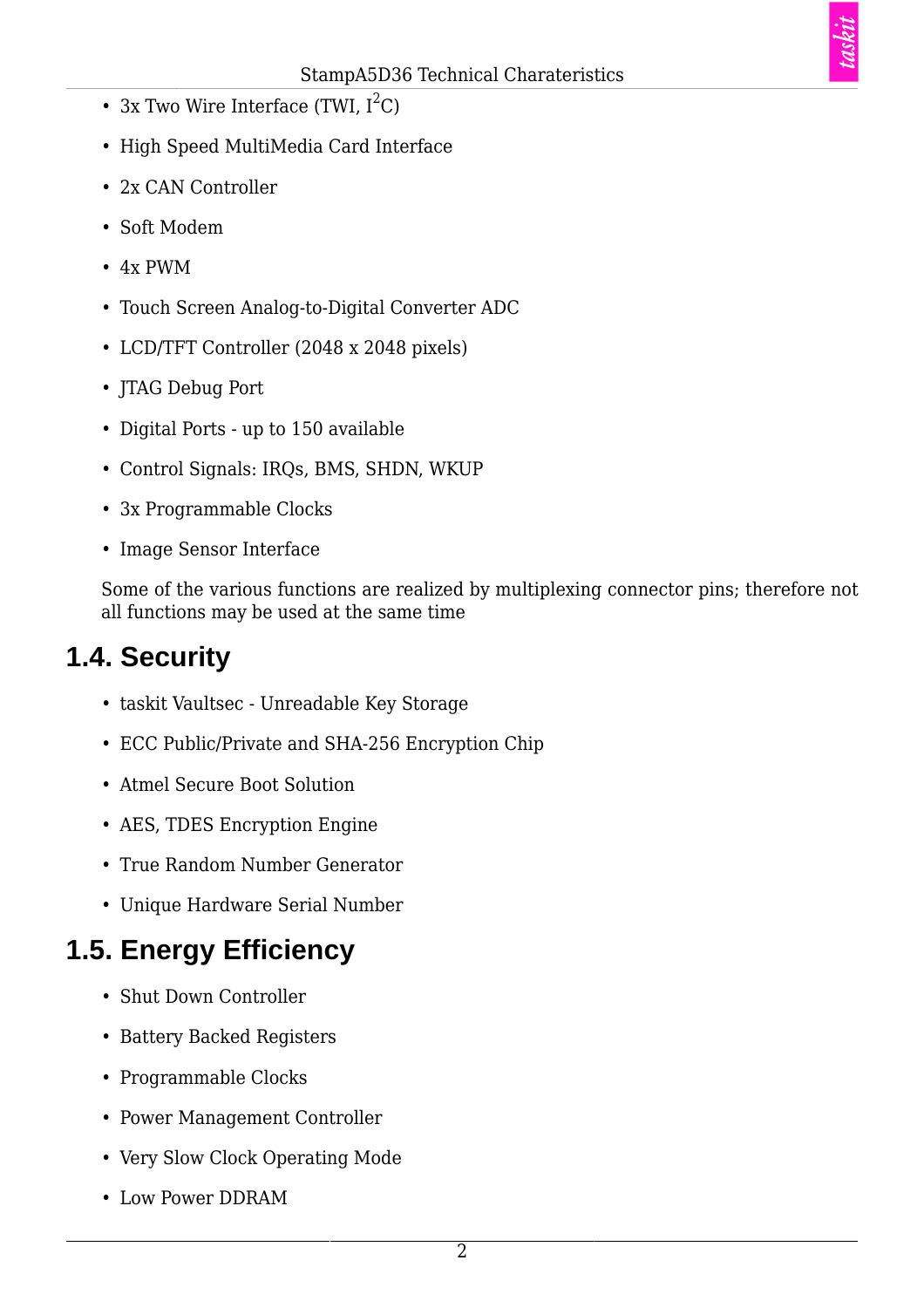- 3x Two Wire Interface (TWI, $I^2C$)
- High Speed MultiMedia Card Interface
- 2x CAN Controller
- Soft Modem
- 4x PWM
- Touch Screen Analog-to-Digital Converter ADC
- LCD/TFT Controller (2048 x 2048 pixels)
- JTAG Debug Port
- Digital Ports - up to 150 available
- Control Signals: IRQs, BMS, SHDN, WKUP
- 3x Programmable Clocks
- Image Sensor Interface

Some of the various functions are realized by multiplexing connector pins; therefore not all functions may be used at the same time

## 1.4. Security

- taskit Vaultsec - Unreadable Key Storage
- ECC Public/Private and SHA-256 Encryption Chip
- Atmel Secure Boot Solution
- AES, TDES Encryption Engine
- True Random Number Generator
- Unique Hardware Serial Number

## 1.5. Energy Efficiency

- Shut Down Controller
- Battery Backed Registers
- Programmable Clocks
- Power Management Controller
- Very Slow Clock Operating Mode
- Low Power DDRAM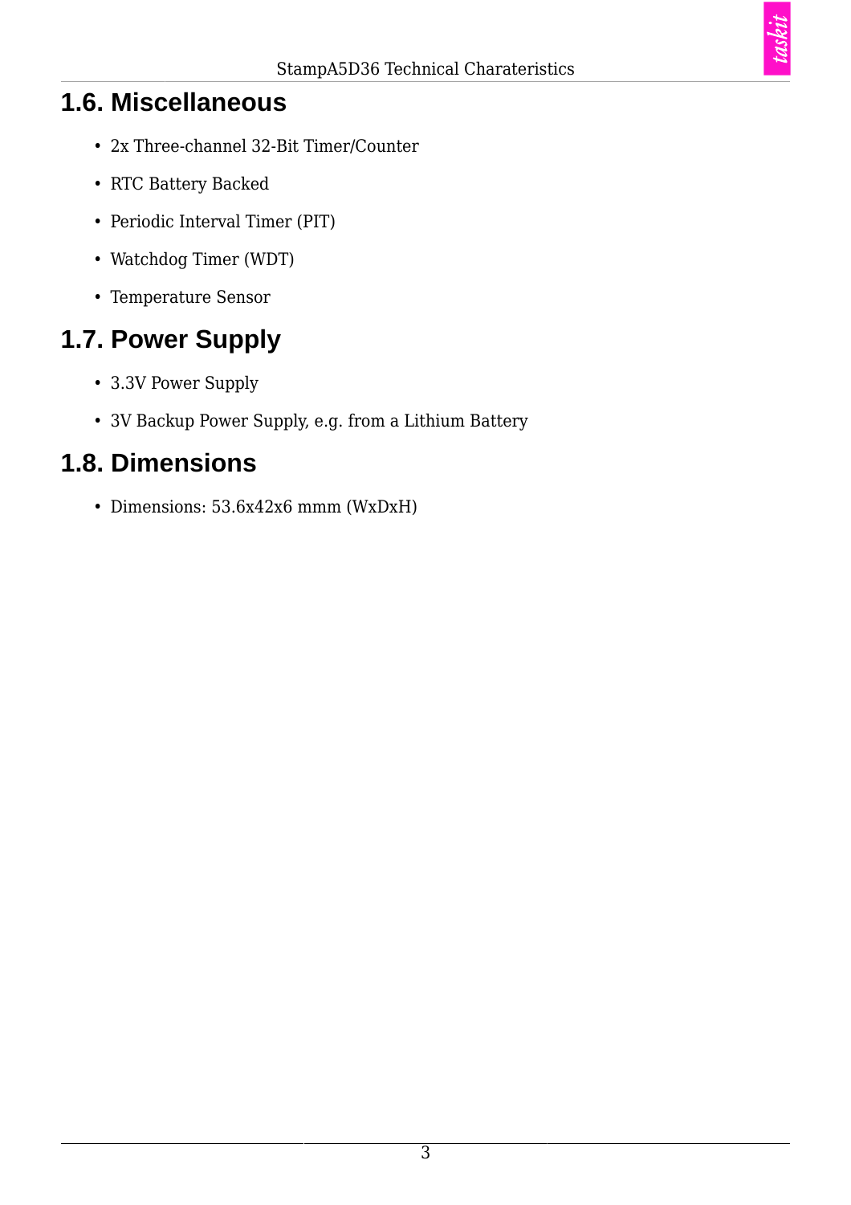## 1.6. Miscellaneous

- 2x Three-channel 32-Bit Timer/Counter
- RTC Battery Backed
- Periodic Interval Timer (PIT)
- Watchdog Timer (WDT)
- Temperature Sensor

## 1.7. Power Supply

- 3.3V Power Supply
- 3V Backup Power Supply, e.g. from a Lithium Battery

## 1.8. Dimensions

- Dimensions: 53.6x42x6 mmm (WxDxH)